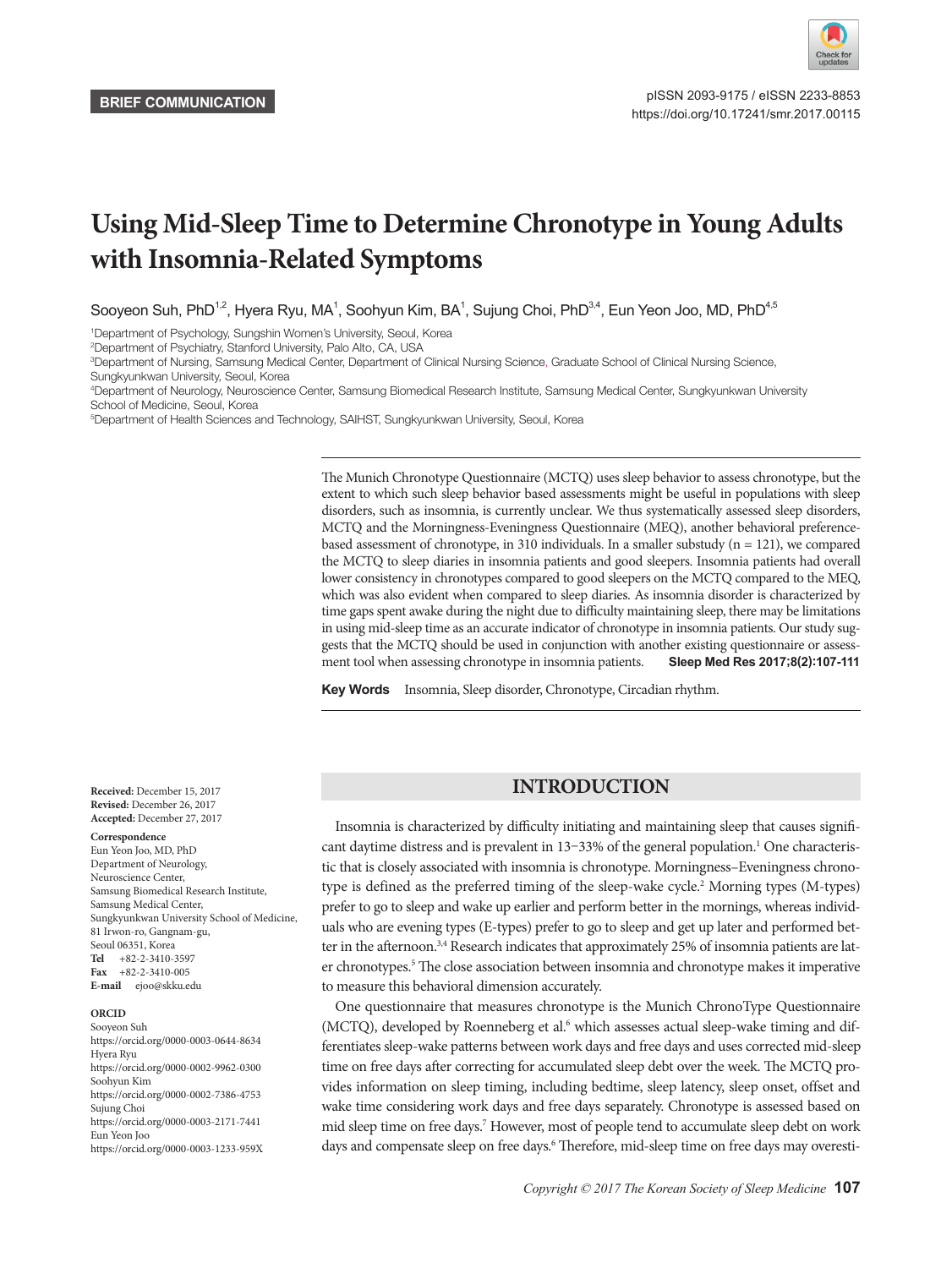BRIEF COMMUNICATION

pISSN 2093-9175 / eISSN 2233-8853
https://doi.org/10.17241/smr.2017.00115

# Using Mid-Sleep Time to Determine Chronotype in Young Adults with Insomnia-Related Symptoms

Sooyeon Suh, PhD[1,2], Hyera Ryu, MA[1], Soohyun Kim, BA[1], Sujung Choi, PhD[3,4], Eun Yeon Joo, MD, PhD[4,5]

[1]Department of Psychology, Sungshin Women's University, Seoul, Korea
[2]Department of Psychiatry, Stanford University, Palo Alto, CA, USA
[3]Department of Nursing, Samsung Medical Center, Department of Clinical Nursing Science, Graduate School of Clinical Nursing Science, Sungkyunkwan University, Seoul, Korea
[4]Department of Neurology, Neuroscience Center, Samsung Biomedical Research Institute, Samsung Medical Center, Sungkyunkwan University School of Medicine, Seoul, Korea
[5]Department of Health Sciences and Technology, SAIHST, Sungkyunkwan University, Seoul, Korea

The Munich Chronotype Questionnaire (MCTQ) uses sleep behavior to assess chronotype, but the extent to which such sleep behavior based assessments might be useful in populations with sleep disorders, such as insomnia, is currently unclear. We thus systematically assessed sleep disorders, MCTQ and the Morningness-Eveningness Questionnaire (MEQ), another behavioral preference-based assessment of chronotype, in 310 individuals. In a smaller substudy (n = 121), we compared the MCTQ to sleep diaries in insomnia patients and good sleepers. Insomnia patients had overall lower consistency in chronotypes compared to good sleepers on the MCTQ compared to the MEQ, which was also evident when compared to sleep diaries. As insomnia disorder is characterized by time gaps spent awake during the night due to difficulty maintaining sleep, there may be limitations in using mid-sleep time as an accurate indicator of chronotype in insomnia patients. Our study suggests that the MCTQ should be used in conjunction with another existing questionnaire or assessment tool when assessing chronotype in insomnia patients. **Sleep Med Res 2017;8(2):107-111**

**Key Words** Insomnia, Sleep disorder, Chronotype, Circadian rhythm.

**Received:** December 15, 2017
**Revised:** December 26, 2017
**Accepted:** December 27, 2017

**Correspondence**
Eun Yeon Joo, MD, PhD
Department of Neurology,
Neuroscience Center,
Samsung Biomedical Research Institute,
Samsung Medical Center,
Sungkyunkwan University School of Medicine,
81 Irwon-ro, Gangnam-gu,
Seoul 06351, Korea
**Tel** +82-2-3410-3597
**Fax** +82-2-3410-005
**E-mail** ejoo@skku.edu

**ORCID**
Sooyeon Suh
https://orcid.org/0000-0003-0644-8634
Hyera Ryu
https://orcid.org/0000-0002-9962-0300
Soohyun Kim
https://orcid.org/0000-0002-7386-4753
Sujung Choi
https://orcid.org/0000-0003-2171-7441
Eun Yeon Joo
https://orcid.org/0000-0003-1233-959X

## INTRODUCTION

Insomnia is characterized by difficulty initiating and maintaining sleep that causes significant daytime distress and is prevalent in 13–33% of the general population.[1] One characteristic that is closely associated with insomnia is chronotype. Morningness–Eveningness chronotype is defined as the preferred timing of the sleep-wake cycle.[2] Morning types (M-types) prefer to go to sleep and wake up earlier and perform better in the mornings, whereas individuals who are evening types (E-types) prefer to go to sleep and get up later and performed better in the afternoon.[3,4] Research indicates that approximately 25% of insomnia patients are later chronotypes.[5] The close association between insomnia and chronotype makes it imperative to measure this behavioral dimension accurately.

One questionnaire that measures chronotype is the Munich ChronoType Questionnaire (MCTQ), developed by Roenneberg et al.[6] which assesses actual sleep-wake timing and differentiates sleep-wake patterns between work days and free days and uses corrected mid-sleep time on free days after correcting for accumulated sleep debt over the week. The MCTQ provides information on sleep timing, including bedtime, sleep latency, sleep onset, offset and wake time considering work days and free days separately. Chronotype is assessed based on mid sleep time on free days.[7] However, most of people tend to accumulate sleep debt on work days and compensate sleep on free days.[6] Therefore, mid-sleep time on free days may overesti-

Copyright © 2017 The Korean Society of Sleep Medicine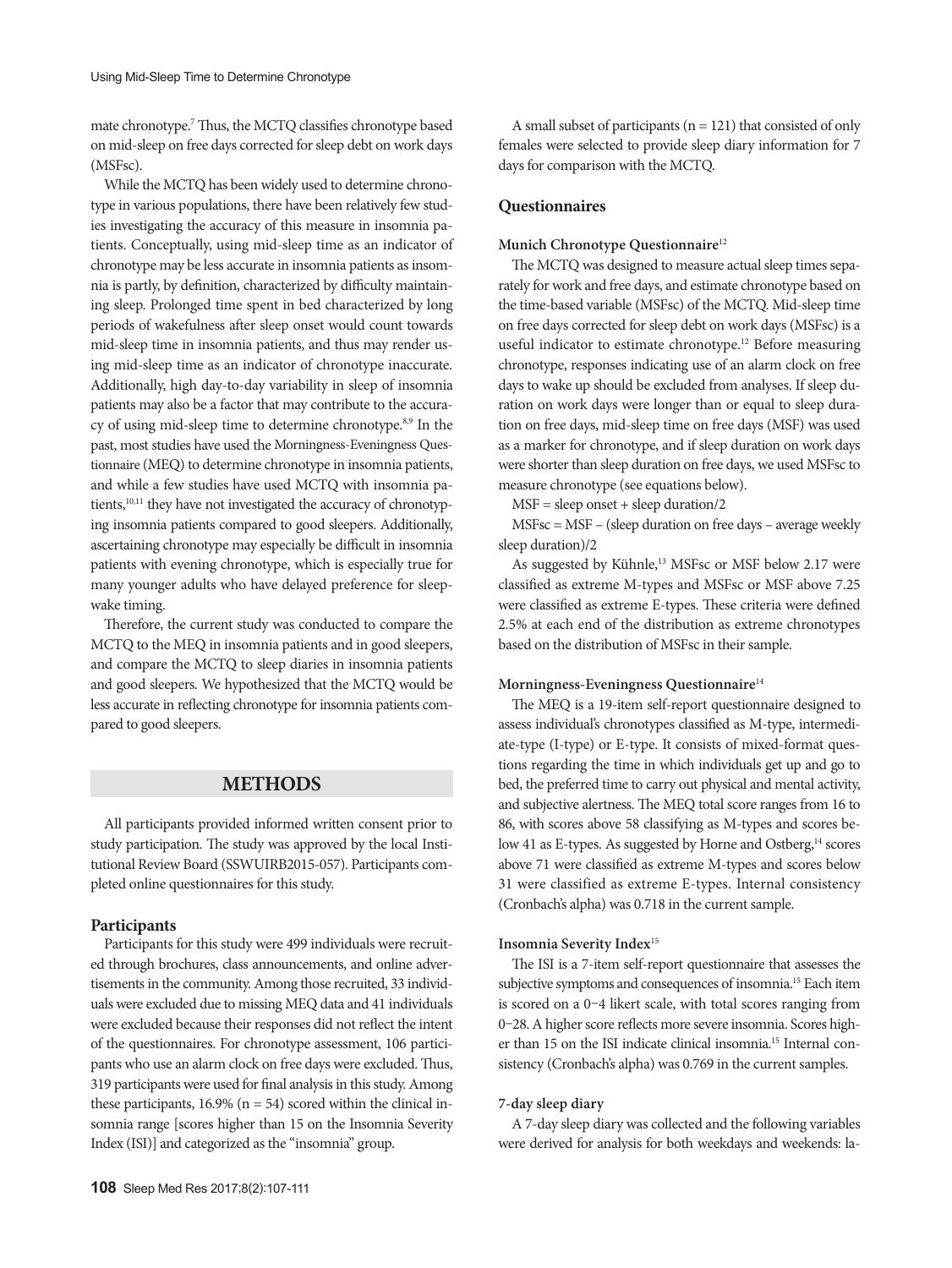mate chronotype.[7] Thus, the MCTQ classifies chronotype based on mid-sleep on free days corrected for sleep debt on work days (MSFsc).

While the MCTQ has been widely used to determine chronotype in various populations, there have been relatively few studies investigating the accuracy of this measure in insomnia patients. Conceptually, using mid-sleep time as an indicator of chronotype may be less accurate in insomnia patients as insomnia is partly, by definition, characterized by difficulty maintaining sleep. Prolonged time spent in bed characterized by long periods of wakefulness after sleep onset would count towards mid-sleep time in insomnia patients, and thus may render using mid-sleep time as an indicator of chronotype inaccurate. Additionally, high day-to-day variability in sleep of insomnia patients may also be a factor that may contribute to the accuracy of using mid-sleep time to determine chronotype.[8,9] In the past, most studies have used the Morningness-Eveningness Questionnaire (MEQ) to determine chronotype in insomnia patients, and while a few studies have used MCTQ with insomnia patients,[10,11] they have not investigated the accuracy of chronotyping insomnia patients compared to good sleepers. Additionally, ascertaining chronotype may especially be difficult in insomnia patients with evening chronotype, which is especially true for many younger adults who have delayed preference for sleep-wake timing.

Therefore, the current study was conducted to compare the MCTQ to the MEQ in insomnia patients and in good sleepers, and compare the MCTQ to sleep diaries in insomnia patients and good sleepers. We hypothesized that the MCTQ would be less accurate in reflecting chronotype for insomnia patients compared to good sleepers.

## METHODS

All participants provided informed written consent prior to study participation. The study was approved by the local Institutional Review Board (SSWUIRB2015-057). Participants completed online questionnaires for this study.

### Participants

Participants for this study were 499 individuals were recruited through brochures, class announcements, and online advertisements in the community. Among those recruited, 33 individuals were excluded due to missing MEQ data and 41 individuals were excluded because their responses did not reflect the intent of the questionnaires. For chronotype assessment, 106 participants who use an alarm clock on free days were excluded. Thus, 319 participants were used for final analysis in this study. Among these participants, 16.9% (n = 54) scored within the clinical insomnia range [scores higher than 15 on the Insomnia Severity Index (ISI)] and categorized as the "insomnia" group.

A small subset of participants (n = 121) that consisted of only females were selected to provide sleep diary information for 7 days for comparison with the MCTQ.

### Questionnaires

#### Munich Chronotype Questionnaire[12]

The MCTQ was designed to measure actual sleep times separately for work and free days, and estimate chronotype based on the time-based variable (MSFsc) of the MCTQ. Mid-sleep time on free days corrected for sleep debt on work days (MSFsc) is a useful indicator to estimate chronotype.[12] Before measuring chronotype, responses indicating use of an alarm clock on free days to wake up should be excluded from analyses. If sleep duration on work days were longer than or equal to sleep duration on free days, mid-sleep time on free days (MSF) was used as a marker for chronotype, and if sleep duration on work days were shorter than sleep duration on free days, we used MSFsc to measure chronotype (see equations below).

$$\text{MSF} = \text{sleep onset} + \text{sleep duration}/2$$

$$\text{MSFsc} = \text{MSF} - (\text{sleep duration on free days} - \text{average weekly sleep duration})/2$$

As suggested by Kühnle,[13] MSFsc or MSF below 2.17 were classified as extreme M-types and MSFsc or MSF above 7.25 were classified as extreme E-types. These criteria were defined 2.5% at each end of the distribution as extreme chronotypes based on the distribution of MSFsc in their sample.

#### Morningness-Eveningness Questionnaire[14]

The MEQ is a 19-item self-report questionnaire designed to assess individual's chronotypes classified as M-type, intermediate-type (I-type) or E-type. It consists of mixed-format questions regarding the time in which individuals get up and go to bed, the preferred time to carry out physical and mental activity, and subjective alertness. The MEQ total score ranges from 16 to 86, with scores above 58 classifying as M-types and scores below 41 as E-types. As suggested by Horne and Ostberg,[14] scores above 71 were classified as extreme M-types and scores below 31 were classified as extreme E-types. Internal consistency (Cronbach's alpha) was 0.718 in the current sample.

#### Insomnia Severity Index[15]

The ISI is a 7-item self-report questionnaire that assesses the subjective symptoms and consequences of insomnia.[15] Each item is scored on a 0–4 likert scale, with total scores ranging from 0–28. A higher score reflects more severe insomnia. Scores higher than 15 on the ISI indicate clinical insomnia.[15] Internal consistency (Cronbach's alpha) was 0.769 in the current samples.

#### 7-day sleep diary

A 7-day sleep diary was collected and the following variables were derived for analysis for both weekdays and weekends: la-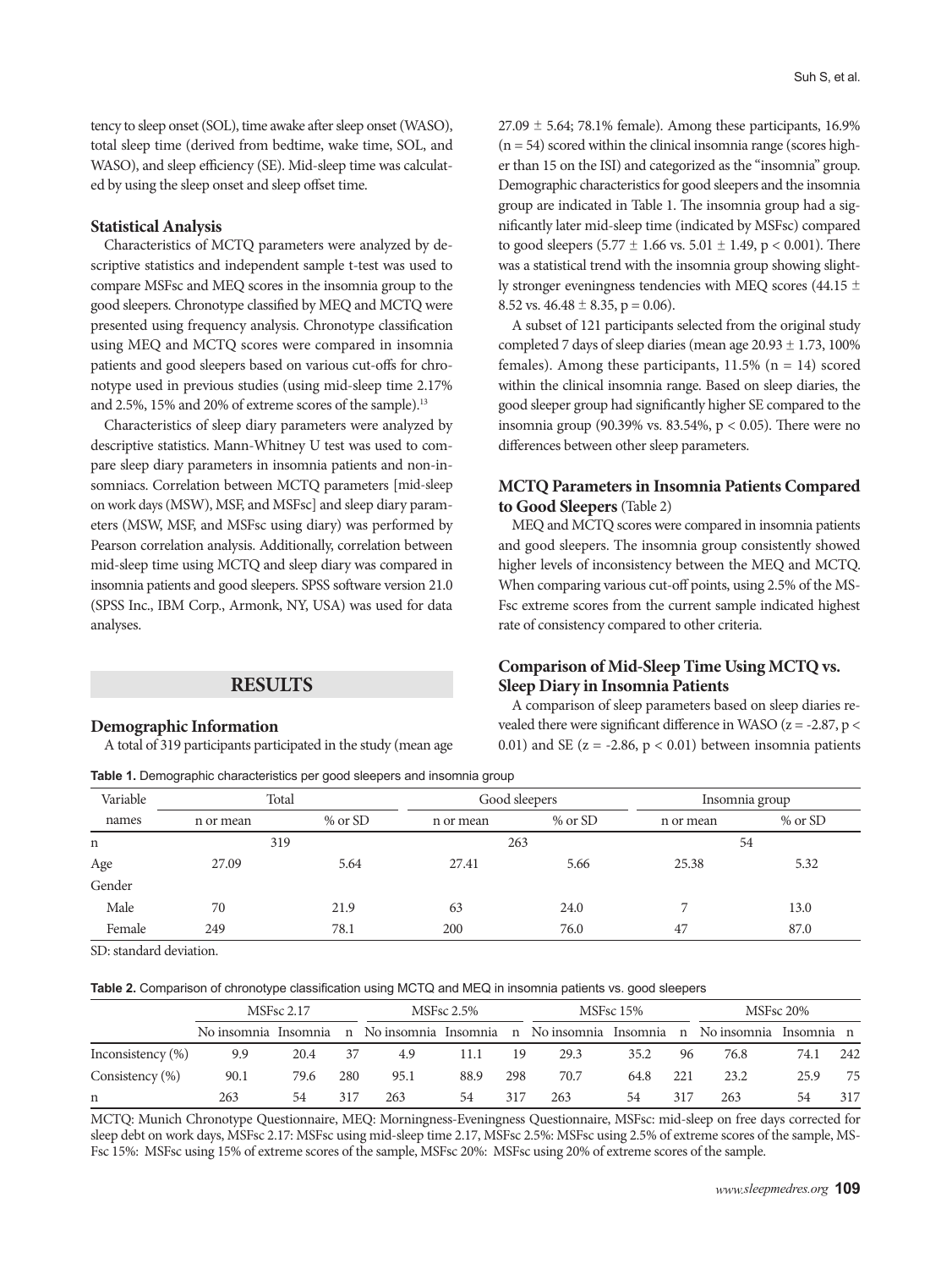tency to sleep onset (SOL), time awake after sleep onset (WASO), total sleep time (derived from bedtime, wake time, SOL, and WASO), and sleep efficiency (SE). Mid-sleep time was calculated by using the sleep onset and sleep offset time.

### Statistical Analysis

Characteristics of MCTQ parameters were analyzed by descriptive statistics and independent sample t-test was used to compare MSFsc and MEQ scores in the insomnia group to the good sleepers. Chronotype classified by MEQ and MCTQ were presented using frequency analysis. Chronotype classification using MEQ and MCTQ scores were compared in insomnia patients and good sleepers based on various cut-offs for chronotype used in previous studies (using mid-sleep time 2.17% and 2.5%, 15% and 20% of extreme scores of the sample).[13]

Characteristics of sleep diary parameters were analyzed by descriptive statistics. Mann-Whitney U test was used to compare sleep diary parameters in insomnia patients and non-insomniacs. Correlation between MCTQ parameters [mid-sleep on work days (MSW), MSF, and MSFsc] and sleep diary parameters (MSW, MSF, and MSFsc using diary) was performed by Pearson correlation analysis. Additionally, correlation between mid-sleep time using MCTQ and sleep diary was compared in insomnia patients and good sleepers. SPSS software version 21.0 (SPSS Inc., IBM Corp., Armonk, NY, USA) was used for data analyses.

## RESULTS

### Demographic Information

A total of 319 participants participated in the study (mean age 27.09 ± 5.64; 78.1% female). Among these participants, 16.9% (n = 54) scored within the clinical insomnia range (scores higher than 15 on the ISI) and categorized as the "insomnia" group. Demographic characteristics for good sleepers and the insomnia group are indicated in Table 1. The insomnia group had a significantly later mid-sleep time (indicated by MSFsc) compared to good sleepers (5.77 ± 1.66 vs. 5.01 ± 1.49, $p < 0.001$). There was a statistical trend with the insomnia group showing slightly stronger eveningness tendencies with MEQ scores (44.15 ± 8.52 vs. 46.48 ± 8.35, $p = 0.06$).

A subset of 121 participants selected from the original study completed 7 days of sleep diaries (mean age 20.93 ± 1.73, 100% females). Among these participants, 11.5% (n = 14) scored within the clinical insomnia range. Based on sleep diaries, the good sleeper group had significantly higher SE compared to the insomnia group (90.39% vs. 83.54%, $p < 0.05$). There were no differences between other sleep parameters.

### MCTQ Parameters in Insomnia Patients Compared to Good Sleepers (Table 2)

MEQ and MCTQ scores were compared in insomnia patients and good sleepers. The insomnia group consistently showed higher levels of inconsistency between the MEQ and MCTQ. When comparing various cut-off points, using 2.5% of the MSFsc extreme scores from the current sample indicated highest rate of consistency compared to other criteria.

### Comparison of Mid-Sleep Time Using MCTQ vs. Sleep Diary in Insomnia Patients

A comparison of sleep parameters based on sleep diaries revealed there were significant difference in WASO ($z = -2.87$, $p < 0.01$) and SE ($z = -2.86$, $p < 0.01$) between insomnia patients

**Table 1.** Demographic characteristics per good sleepers and insomnia group

| Variable names | Total | | Good sleepers | | Insomnia group | |
|---|---|---|---|---|---|---|
| | n or mean | % or SD | n or mean | % or SD | n or mean | % or SD |
| n | 319 | | 263 | | 54 | |
| Age | 27.09 | 5.64 | 27.41 | 5.66 | 25.38 | 5.32 |
| Gender | | | | | | |
| Male | 70 | 21.9 | 63 | 24.0 | 7 | 13.0 |
| Female | 249 | 78.1 | 200 | 76.0 | 47 | 87.0 |

SD: standard deviation.

**Table 2.** Comparison of chronotype classification using MCTQ and MEQ in insomnia patients vs. good sleepers

| | MSFsc 2.17 | | | MSFsc 2.5% | | | MSFsc 15% | | | MSFsc 20% | | |
|---|---|---|---|---|---|---|---|---|---|---|---|---|
| | No insomnia | Insomnia | n | No insomnia | Insomnia | n | No insomnia | Insomnia | n | No insomnia | Insomnia | n |
| Inconsistency (%) | 9.9 | 20.4 | 37 | 4.9 | 11.1 | 19 | 29.3 | 35.2 | 96 | 76.8 | 74.1 | 242 |
| Consistency (%) | 90.1 | 79.6 | 280 | 95.1 | 88.9 | 298 | 70.7 | 64.8 | 221 | 23.2 | 25.9 | 75 |
| n | 263 | 54 | 317 | 263 | 54 | 317 | 263 | 54 | 317 | 263 | 54 | 317 |

MCTQ: Munich Chronotype Questionnaire, MEQ: Morningness-Eveningness Questionnaire, MSFsc: mid-sleep on free days corrected for sleep debt on work days, MSFsc 2.17: MSFsc using mid-sleep time 2.17, MSFsc 2.5%: MSFsc using 2.5% of extreme scores of the sample, MSFsc 15%: MSFsc using 15% of extreme scores of the sample, MSFsc 20%: MSFsc using 20% of extreme scores of the sample.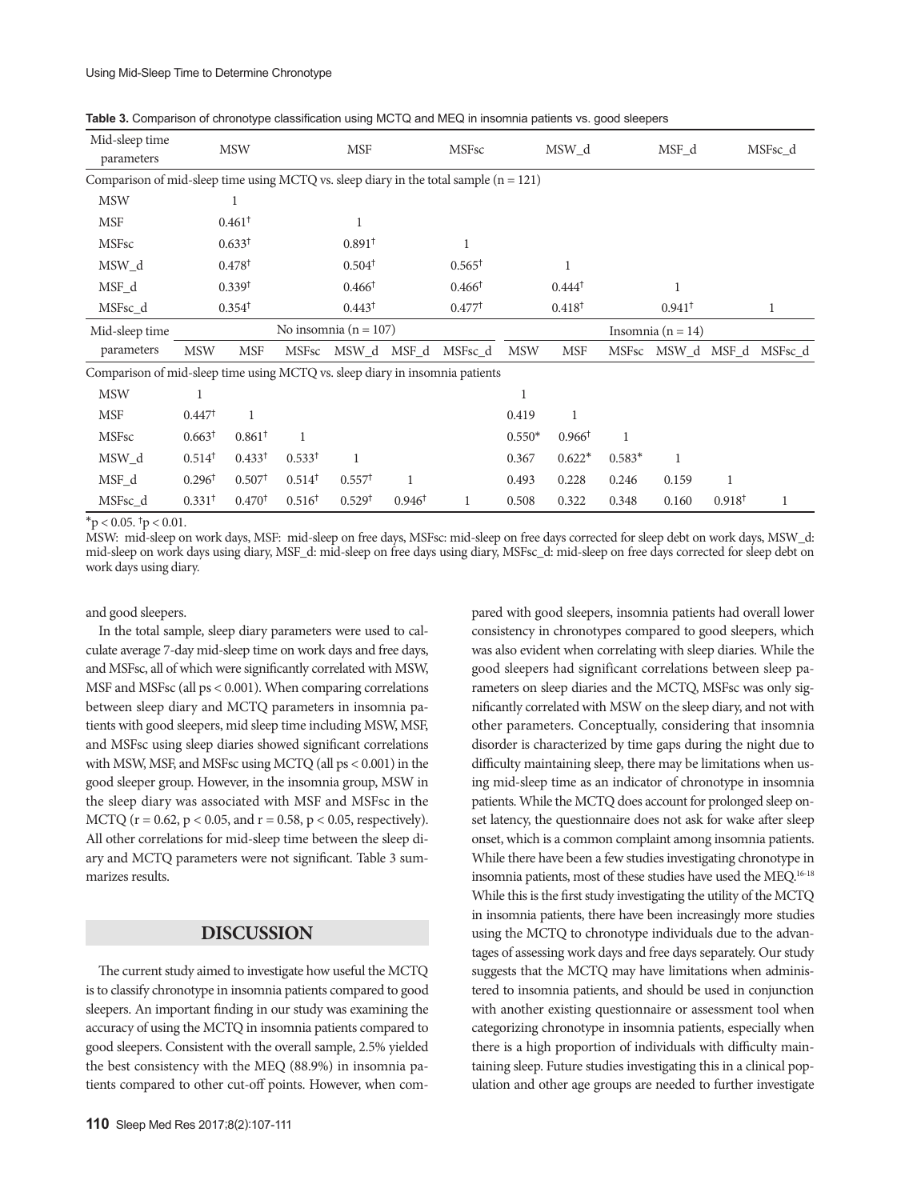**Table 3.** Comparison of chronotype classification using MCTQ and MEQ in insomnia patients vs. good sleepers

| Mid-sleep time parameters | MSW | MSF | MSFsc | MSW_d | MSF_d | MSFsc_d |
|---|---|---|---|---|---|---|
| Comparison of mid-sleep time using MCTQ vs. sleep diary in the total sample (n = 121) | | | | | | |
| MSW | 1 | | | | | |
| MSF | 0.461† | 1 | | | | |
| MSFsc | 0.633† | 0.891† | 1 | | | |
| MSW_d | 0.478† | 0.504† | 0.565† | 1 | | |
| MSF_d | 0.339† | 0.466† | 0.466† | 0.444† | 1 | |
| MSFsc_d | 0.354† | 0.443† | 0.477† | 0.418† | 0.941† | 1 |

| Mid-sleep time parameters | No insomnia (n = 107) | | | | | | Insomnia (n = 14) | | | | | |
|---|---|---|---|---|---|---|---|---|---|---|---|---|
| | MSW | MSF | MSFsc | MSW_d | MSF_d | MSFsc_d | MSW | MSF | MSFsc | MSW_d | MSF_d | MSFsc_d |
| Comparison of mid-sleep time using MCTQ vs. sleep diary in insomnia patients | | | | | | | | | | | | |
| MSW | 1 | | | | | | 1 | | | | | |
| MSF | 0.447† | 1 | | | | | 0.419 | 1 | | | | |
| MSFsc | 0.663† | 0.861† | 1 | | | | 0.550* | 0.966† | 1 | | | |
| MSW_d | 0.514† | 0.433† | 0.533† | 1 | | | 0.367 | 0.622* | 0.583* | 1 | | |
| MSF_d | 0.296† | 0.507† | 0.514† | 0.557† | 1 | | 0.493 | 0.228 | 0.246 | 0.159 | 1 | |
| MSFsc_d | 0.331† | 0.470† | 0.516† | 0.529† | 0.946† | 1 | 0.508 | 0.322 | 0.348 | 0.160 | 0.918† | 1 |

*$p < 0.05$. †$p < 0.01$.

MSW: mid-sleep on work days, MSF: mid-sleep on free days, MSFsc: mid-sleep on free days corrected for sleep debt on work days, MSW_d: mid-sleep on work days using diary, MSF_d: mid-sleep on free days using diary, MSFsc_d: mid-sleep on free days corrected for sleep debt on work days using diary.

and good sleepers.

In the total sample, sleep diary parameters were used to calculate average 7-day mid-sleep time on work days and free days, and MSFsc, all of which were significantly correlated with MSW, MSF and MSFsc (all ps < 0.001). When comparing correlations between sleep diary and MCTQ parameters in insomnia patients with good sleepers, mid sleep time including MSW, MSF, and MSFsc using sleep diaries showed significant correlations with MSW, MSF, and MSFsc using MCTQ (all ps < 0.001) in the good sleeper group. However, in the insomnia group, MSW in the sleep diary was associated with MSF and MSFsc in the MCTQ ($r = 0.62$, $p < 0.05$, and $r = 0.58$, $p < 0.05$, respectively). All other correlations for mid-sleep time between the sleep diary and MCTQ parameters were not significant. Table 3 summarizes results.

## DISCUSSION

The current study aimed to investigate how useful the MCTQ is to classify chronotype in insomnia patients compared to good sleepers. An important finding in our study was examining the accuracy of using the MCTQ in insomnia patients compared to good sleepers. Consistent with the overall sample, 2.5% yielded the best consistency with the MEQ (88.9%) in insomnia patients compared to other cut-off points. However, when compared with good sleepers, insomnia patients had overall lower consistency in chronotypes compared to good sleepers, which was also evident when correlating with sleep diaries. While the good sleepers had significant correlations between sleep parameters on sleep diaries and the MCTQ, MSFsc was only significantly correlated with MSW on the sleep diary, and not with other parameters. Conceptually, considering that insomnia disorder is characterized by time gaps during the night due to difficulty maintaining sleep, there may be limitations when using mid-sleep time as an indicator of chronotype in insomnia patients. While the MCTQ does account for prolonged sleep onset latency, the questionnaire does not ask for wake after sleep onset, which is a common complaint among insomnia patients. While there have been a few studies investigating chronotype in insomnia patients, most of these studies have used the MEQ.[16-18] While this is the first study investigating the utility of the MCTQ in insomnia patients, there have been increasingly more studies using the MCTQ to chronotype individuals due to the advantages of assessing work days and free days separately. Our study suggests that the MCTQ may have limitations when administered to insomnia patients, and should be used in conjunction with another existing questionnaire or assessment tool when categorizing chronotype in insomnia patients, especially when there is a high proportion of individuals with difficulty maintaining sleep. Future studies investigating this in a clinical population and other age groups are needed to further investigate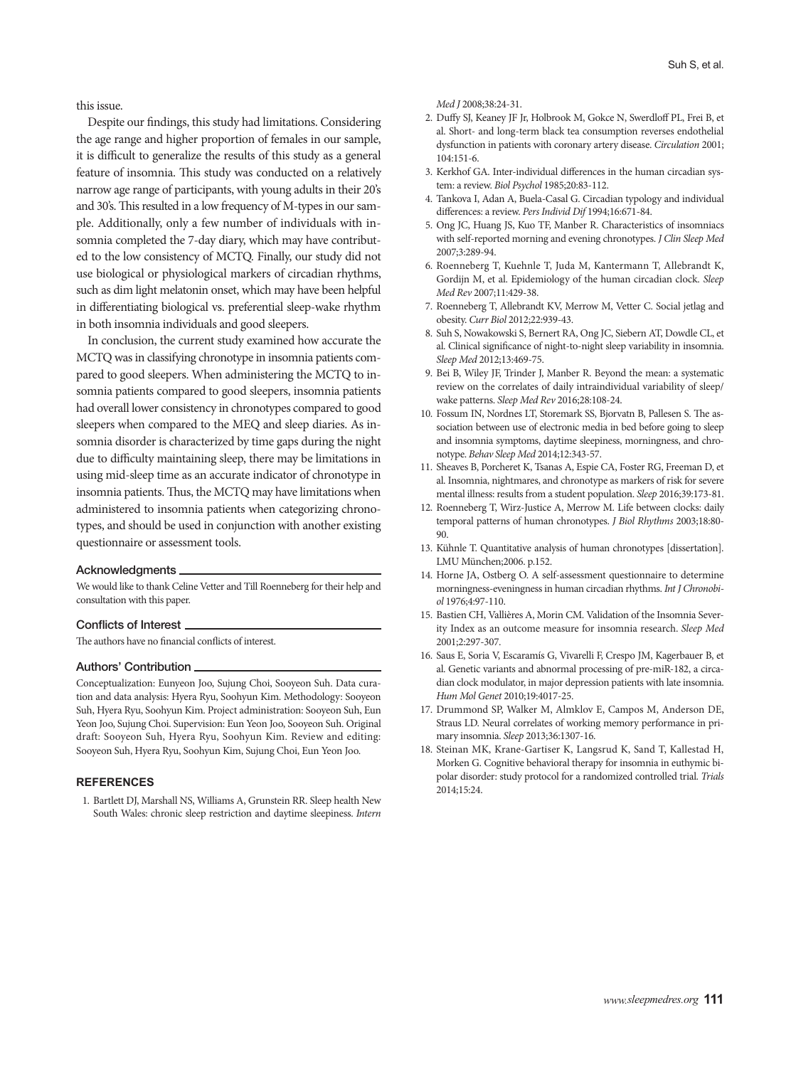this issue.

Despite our findings, this study had limitations. Considering the age range and higher proportion of females in our sample, it is difficult to generalize the results of this study as a general feature of insomnia. This study was conducted on a relatively narrow age range of participants, with young adults in their 20's and 30's. This resulted in a low frequency of M-types in our sample. Additionally, only a few number of individuals with insomnia completed the 7-day diary, which may have contributed to the low consistency of MCTQ. Finally, our study did not use biological or physiological markers of circadian rhythms, such as dim light melatonin onset, which may have been helpful in differentiating biological vs. preferential sleep-wake rhythm in both insomnia individuals and good sleepers.

In conclusion, the current study examined how accurate the MCTQ was in classifying chronotype in insomnia patients compared to good sleepers. When administering the MCTQ to insomnia patients compared to good sleepers, insomnia patients had overall lower consistency in chronotypes compared to good sleepers when compared to the MEQ and sleep diaries. As insomnia disorder is characterized by time gaps during the night due to difficulty maintaining sleep, there may be limitations in using mid-sleep time as an accurate indicator of chronotype in insomnia patients. Thus, the MCTQ may have limitations when administered to insomnia patients when categorizing chronotypes, and should be used in conjunction with another existing questionnaire or assessment tools.

### Acknowledgments

We would like to thank Celine Vetter and Till Roenneberg for their help and consultation with this paper.

### Conflicts of Interest

The authors have no financial conflicts of interest.

### Authors' Contribution

Conceptualization: Eunyeon Joo, Sujung Choi, Sooyeon Suh. Data curation and data analysis: Hyera Ryu, Soohyun Kim. Methodology: Sooyeon Suh, Hyera Ryu, Soohyun Kim. Project administration: Sooyeon Suh, Eun Yeon Joo, Sujung Choi. Supervision: Eun Yeon Joo, Sooyeon Suh. Original draft: Sooyeon Suh, Hyera Ryu, Soohyun Kim. Review and editing: Sooyeon Suh, Hyera Ryu, Soohyun Kim, Sujung Choi, Eun Yeon Joo.

## REFERENCES

1. Bartlett DJ, Marshall NS, Williams A, Grunstein RR. Sleep health New South Wales: chronic sleep restriction and daytime sleepiness. *Intern Med J* 2008;38:24-31.
2. Duffy SJ, Keaney JF Jr, Holbrook M, Gokce N, Swerdloff PL, Frei B, et al. Short- and long-term black tea consumption reverses endothelial dysfunction in patients with coronary artery disease. *Circulation* 2001;104:151-6.
3. Kerkhof GA. Inter-individual differences in the human circadian system: a review. *Biol Psychol* 1985;20:83-112.
4. Tankova I, Adan A, Buela-Casal G. Circadian typology and individual differences: a review. *Pers Individ Dif* 1994;16:671-84.
5. Ong JC, Huang JS, Kuo TF, Manber R. Characteristics of insomniacs with self-reported morning and evening chronotypes. *J Clin Sleep Med* 2007;3:289-94.
6. Roenneberg T, Kuehnle T, Juda M, Kantermann T, Allebrandt K, Gordijn M, et al. Epidemiology of the human circadian clock. *Sleep Med Rev* 2007;11:429-38.
7. Roenneberg T, Allebrandt KV, Merrow M, Vetter C. Social jetlag and obesity. *Curr Biol* 2012;22:939-43.
8. Suh S, Nowakowski S, Bernert RA, Ong JC, Siebern AT, Dowdle CL, et al. Clinical significance of night-to-night sleep variability in insomnia. *Sleep Med* 2012;13:469-75.
9. Bei B, Wiley JF, Trinder J, Manber R. Beyond the mean: a systematic review on the correlates of daily intraindividual variability of sleep/wake patterns. *Sleep Med Rev* 2016;28:108-24.
10. Fossum IN, Nordnes LT, Storemark SS, Bjorvatn B, Pallesen S. The association between use of electronic media in bed before going to sleep and insomnia symptoms, daytime sleepiness, morningness, and chronotype. *Behav Sleep Med* 2014;12:343-57.
11. Sheaves B, Porcheret K, Tsanas A, Espie CA, Foster RG, Freeman D, et al. Insomnia, nightmares, and chronotype as markers of risk for severe mental illness: results from a student population. *Sleep* 2016;39:173-81.
12. Roenneberg T, Wirz-Justice A, Merrow M. Life between clocks: daily temporal patterns of human chronotypes. *J Biol Rhythms* 2003;18:80-90.
13. Kühnle T. Quantitative analysis of human chronotypes [dissertation]. LMU München;2006. p.152.
14. Horne JA, Ostberg O. A self-assessment questionnaire to determine morningness-eveningness in human circadian rhythms. *Int J Chronobiol* 1976;4:97-110.
15. Bastien CH, Vallières A, Morin CM. Validation of the Insomnia Severity Index as an outcome measure for insomnia research. *Sleep Med* 2001;2:297-307.
16. Saus E, Soria V, Escaramís G, Vivarelli F, Crespo JM, Kagerbauer B, et al. Genetic variants and abnormal processing of pre-miR-182, a circadian clock modulator, in major depression patients with late insomnia. *Hum Mol Genet* 2010;19:4017-25.
17. Drummond SP, Walker M, Almklov E, Campos M, Anderson DE, Straus LD. Neural correlates of working memory performance in primary insomnia. *Sleep* 2013;36:1307-16.
18. Steinan MK, Krane-Gartiser K, Langsrud K, Sand T, Kallestad H, Morken G. Cognitive behavioral therapy for insomnia in euthymic bipolar disorder: study protocol for a randomized controlled trial. *Trials* 2014;15:24.